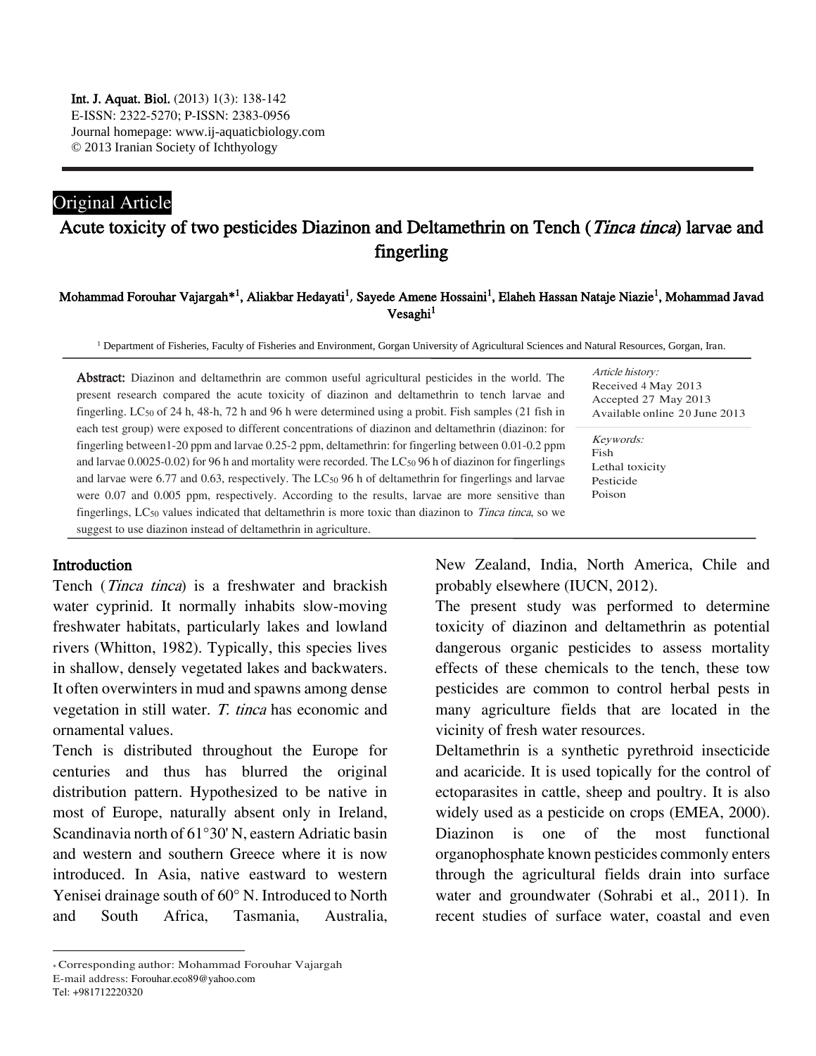Original Article

# Acute toxicity of two pesticides Diazinon and Deltamethrin on Tench (*Tinca tinca*) larvae and fingerling

Mohammad Forouhar Vajargah*[1], Aliakbar Hedayati[1], Sayede Amene Hossaini[1], Elaheh Hassan Nataje Niazie[1], Mohammad Javad Vesaghi[1]

[1] Department of Fisheries, Faculty of Fisheries and Environment, Gorgan University of Agricultural Sciences and Natural Resources, Gorgan, Iran.

**Abstract:** Diazinon and deltamethrin are common useful agricultural pesticides in the world. The present research compared the acute toxicity of diazinon and deltamethrin to tench larvae and fingerling. $LC_{50}$ of 24 h, 48-h, 72 h and 96 h were determined using a probit. Fish samples (21 fish in each test group) were exposed to different concentrations of diazinon and deltamethrin (diazinon: for fingerling between1-20 ppm and larvae 0.25-2 ppm, deltamethrin: for fingerling between 0.01-0.2 ppm and larvae 0.0025-0.02) for 96 h and mortality were recorded. The $LC_{50}$ 96 h of diazinon for fingerlings and larvae were 6.77 and 0.63, respectively. The $LC_{50}$ 96 h of deltamethrin for fingerlings and larvae were 0.07 and 0.005 ppm, respectively. According to the results, larvae are more sensitive than fingerlings, $LC_{50}$ values indicated that deltamethrin is more toxic than diazinon to *Tinca tinca*, so we suggest to use diazinon instead of deltamethrin in agriculture.

*Article history:*
Received 4 May 2013
Accepted 27 May 2013
Available online 20 June 2013

*Keywords:*
Fish
Lethal toxicity
Pesticide
Poison

## Introduction

Tench (*Tinca tinca*) is a freshwater and brackish water cyprinid. It normally inhabits slow-moving freshwater habitats, particularly lakes and lowland rivers (Whitton, 1982). Typically, this species lives in shallow, densely vegetated lakes and backwaters. It often overwinters in mud and spawns among dense vegetation in still water. *T. tinca* has economic and ornamental values.

Tench is distributed throughout the Europe for centuries and thus has blurred the original distribution pattern. Hypothesized to be native in most of Europe, naturally absent only in Ireland, Scandinavia north of 61°30' N, eastern Adriatic basin and western and southern Greece where it is now introduced. In Asia, native eastward to western Yenisei drainage south of 60° N. Introduced to North and South Africa, Tasmania, Australia, New Zealand, India, North America, Chile and probably elsewhere (IUCN, 2012).

The present study was performed to determine toxicity of diazinon and deltamethrin as potential dangerous organic pesticides to assess mortality effects of these chemicals to the tench, these tow pesticides are common to control herbal pests in many agriculture fields that are located in the vicinity of fresh water resources.

Deltamethrin is a synthetic pyrethroid insecticide and acaricide. It is used topically for the control of ectoparasites in cattle, sheep and poultry. It is also widely used as a pesticide on crops (EMEA, 2000). Diazinon is one of the most functional organophosphate known pesticides commonly enters through the agricultural fields drain into surface water and groundwater (Sohrabi et al., 2011). In recent studies of surface water, coastal and even

*Corresponding author: Mohammad Forouhar Vajargah
E-mail address: Forouhar.eco89@yahoo.com
Tel: +981712220320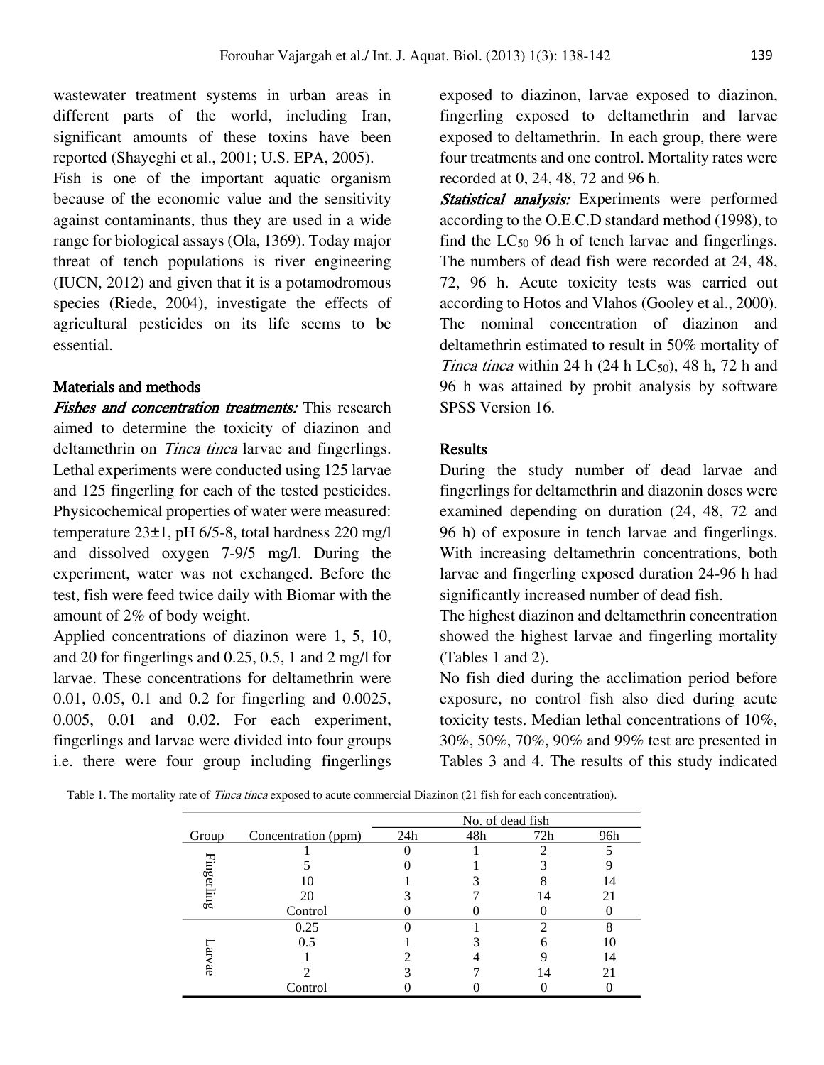wastewater treatment systems in urban areas in different parts of the world, including Iran, significant amounts of these toxins have been reported (Shayeghi et al., 2001; U.S. EPA, 2005).

Fish is one of the important aquatic organism because of the economic value and the sensitivity against contaminants, thus they are used in a wide range for biological assays (Ola, 1369). Today major threat of tench populations is river engineering (IUCN, 2012) and given that it is a potamodromous species (Riede, 2004), investigate the effects of agricultural pesticides on its life seems to be essential.

## Materials and methods

***Fishes and concentration treatments:*** This research aimed to determine the toxicity of diazinon and deltamethrin on *Tinca tinca* larvae and fingerlings. Lethal experiments were conducted using 125 larvae and 125 fingerling for each of the tested pesticides. Physicochemical properties of water were measured: temperature 23±1, pH 6/5-8, total hardness 220 mg/l and dissolved oxygen 7-9/5 mg/l. During the experiment, water was not exchanged. Before the test, fish were feed twice daily with Biomar with the amount of 2% of body weight.

Applied concentrations of diazinon were 1, 5, 10, and 20 for fingerlings and 0.25, 0.5, 1 and 2 mg/l for larvae. These concentrations for deltamethrin were 0.01, 0.05, 0.1 and 0.2 for fingerling and 0.0025, 0.005, 0.01 and 0.02. For each experiment, fingerlings and larvae were divided into four groups i.e. there were four group including fingerlings exposed to diazinon, larvae exposed to diazinon, fingerling exposed to deltamethrin and larvae exposed to deltamethrin. In each group, there were four treatments and one control. Mortality rates were recorded at 0, 24, 48, 72 and 96 h.

***Statistical analysis:*** Experiments were performed according to the O.E.C.D standard method (1998), to find the $LC_{50}$ 96 h of tench larvae and fingerlings. The numbers of dead fish were recorded at 24, 48, 72, 96 h. Acute toxicity tests was carried out according to Hotos and Vlahos (Gooley et al., 2000). The nominal concentration of diazinon and deltamethrin estimated to result in 50% mortality of *Tinca tinca* within 24 h (24 h $LC_{50}$), 48 h, 72 h and 96 h was attained by probit analysis by software SPSS Version 16.

## Results

During the study number of dead larvae and fingerlings for deltamethrin and diazonin doses were examined depending on duration (24, 48, 72 and 96 h) of exposure in tench larvae and fingerlings. With increasing deltamethrin concentrations, both larvae and fingerling exposed duration 24-96 h had significantly increased number of dead fish.

The highest diazinon and deltamethrin concentration showed the highest larvae and fingerling mortality (Tables 1 and 2).

No fish died during the acclimation period before exposure, no control fish also died during acute toxicity tests. Median lethal concentrations of 10%, 30%, 50%, 70%, 90% and 99% test are presented in Tables 3 and 4. The results of this study indicated

Table 1. The mortality rate of *Tinca tinca* exposed to acute commercial Diazinon (21 fish for each concentration).

| Group | Concentration (ppm) | No. of dead fish | | | |
|---|---|---|---|---|---|
| | | 24h | 48h | 72h | 96h |
| Fingerling | 1 | 0 | 1 | 2 | 5 |
| | 5 | 0 | 1 | 3 | 9 |
| | 10 | 1 | 3 | 8 | 14 |
| | 20 | 3 | 7 | 14 | 21 |
| | Control | 0 | 0 | 0 | 0 |
| Larvae | 0.25 | 0 | 1 | 2 | 8 |
| | 0.5 | 1 | 3 | 6 | 10 |
| | 1 | 2 | 4 | 9 | 14 |
| | 2 | 3 | 7 | 14 | 21 |
| | Control | 0 | 0 | 0 | 0 |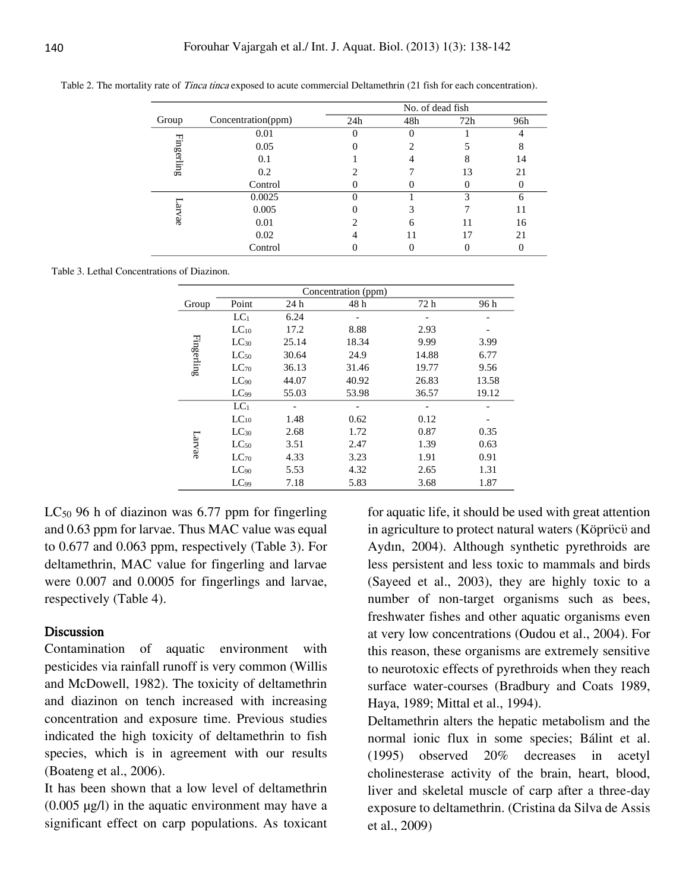Table 2. The mortality rate of *Tinca tinca* exposed to acute commercial Deltamethrin (21 fish for each concentration).

| Group | Concentration(ppm) | No. of dead fish | | | |
|---|---|---|---|---|---|
| | | 24h | 48h | 72h | 96h |
| Fingerling | 0.01 | 0 | 0 | 1 | 4 |
| | 0.05 | 0 | 2 | 5 | 8 |
| | 0.1 | 1 | 4 | 8 | 14 |
| | 0.2 | 2 | 7 | 13 | 21 |
| | Control | 0 | 0 | 0 | 0 |
| Larvae | 0.0025 | 0 | 1 | 3 | 6 |
| | 0.005 | 0 | 3 | 7 | 11 |
| | 0.01 | 2 | 6 | 11 | 16 |
| | 0.02 | 4 | 11 | 17 | 21 |
| | Control | 0 | 0 | 0 | 0 |

Table 3. Lethal Concentrations of Diazinon.

| Group | Point | Concentration (ppm) | | | |
|---|---|---|---|---|---|
| | | 24 h | 48 h | 72 h | 96 h |
| Fingerling | $LC_1$ | 6.24 | - | - | - |
| | $LC_{10}$ | 17.2 | 8.88 | 2.93 | - |
| | $LC_{30}$ | 25.14 | 18.34 | 9.99 | 3.99 |
| | $LC_{50}$ | 30.64 | 24.9 | 14.88 | 6.77 |
| | $LC_{70}$ | 36.13 | 31.46 | 19.77 | 9.56 |
| | $LC_{90}$ | 44.07 | 40.92 | 26.83 | 13.58 |
| | $LC_{99}$ | 55.03 | 53.98 | 36.57 | 19.12 |
| Larvae | $LC_1$ | - | - | - | - |
| | $LC_{10}$ | 1.48 | 0.62 | 0.12 | - |
| | $LC_{30}$ | 2.68 | 1.72 | 0.87 | 0.35 |
| | $LC_{50}$ | 3.51 | 2.47 | 1.39 | 0.63 |
| | $LC_{70}$ | 4.33 | 3.23 | 1.91 | 0.91 |
| | $LC_{90}$ | 5.53 | 4.32 | 2.65 | 1.31 |
| | $LC_{99}$ | 7.18 | 5.83 | 3.68 | 1.87 |

$LC_{50}$ 96 h of diazinon was 6.77 ppm for fingerling and 0.63 ppm for larvae. Thus MAC value was equal to 0.677 and 0.063 ppm, respectively (Table 3). For deltamethrin, MAC value for fingerling and larvae were 0.007 and 0.0005 for fingerlings and larvae, respectively (Table 4).

## Discussion

Contamination of aquatic environment with pesticides via rainfall runoff is very common (Willis and McDowell, 1982). The toxicity of deltamethrin and diazinon on tench increased with increasing concentration and exposure time. Previous studies indicated the high toxicity of deltamethrin to fish species, which is in agreement with our results (Boateng et al., 2006).

It has been shown that a low level of deltamethrin (0.005 µg/l) in the aquatic environment may have a significant effect on carp populations. As toxicant for aquatic life, it should be used with great attention in agriculture to protect natural waters (Köprücü and Aydın, 2004). Although synthetic pyrethroids are less persistent and less toxic to mammals and birds (Sayeed et al., 2003), they are highly toxic to a number of non-target organisms such as bees, freshwater fishes and other aquatic organisms even at very low concentrations (Oudou et al., 2004). For this reason, these organisms are extremely sensitive to neurotoxic effects of pyrethroids when they reach surface water-courses (Bradbury and Coats 1989, Haya, 1989; Mittal et al., 1994).

Deltamethrin alters the hepatic metabolism and the normal ionic flux in some species; Bálint et al. (1995) observed 20% decreases in acetyl cholinesterase activity of the brain, heart, blood, liver and skeletal muscle of carp after a three-day exposure to deltamethrin. (Cristina da Silva de Assis et al., 2009)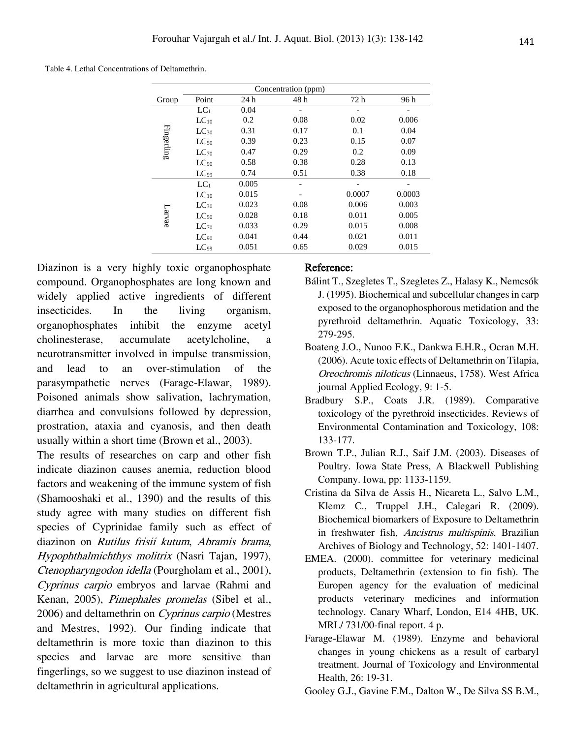Table 4. Lethal Concentrations of Deltamethrin.

| Group | Point | Concentration (ppm) | | | |
|---|---|---|---|---|---|
| | | 24 h | 48 h | 72 h | 96 h |
| Fingerling | $LC_1$ | 0.04 | - | - | - |
| | $LC_{10}$ | 0.2 | 0.08 | 0.02 | 0.006 |
| | $LC_{30}$ | 0.31 | 0.17 | 0.1 | 0.04 |
| | $LC_{50}$ | 0.39 | 0.23 | 0.15 | 0.07 |
| | $LC_{70}$ | 0.47 | 0.29 | 0.2 | 0.09 |
| | $LC_{90}$ | 0.58 | 0.38 | 0.28 | 0.13 |
| | $LC_{99}$ | 0.74 | 0.51 | 0.38 | 0.18 |
| Larvae | $LC_1$ | 0.005 | - | - | - |
| | $LC_{10}$ | 0.015 | - | 0.0007 | 0.0003 |
| | $LC_{30}$ | 0.023 | 0.08 | 0.006 | 0.003 |
| | $LC_{50}$ | 0.028 | 0.18 | 0.011 | 0.005 |
| | $LC_{70}$ | 0.033 | 0.29 | 0.015 | 0.008 |
| | $LC_{90}$ | 0.041 | 0.44 | 0.021 | 0.011 |
| | $LC_{99}$ | 0.051 | 0.65 | 0.029 | 0.015 |

Diazinon is a very highly toxic organophosphate compound. Organophosphates are long known and widely applied active ingredients of different insecticides. In the living organism, organophosphates inhibit the enzyme acetyl cholinesterase, accumulate acetylcholine, a neurotransmitter involved in impulse transmission, and lead to an over-stimulation of the parasympathetic nerves (Farage-Elawar, 1989). Poisoned animals show salivation, lachrymation, diarrhea and convulsions followed by depression, prostration, ataxia and cyanosis, and then death usually within a short time (Brown et al., 2003).

The results of researches on carp and other fish indicate diazinon causes anemia, reduction blood factors and weakening of the immune system of fish (Shamooshaki et al., 1390) and the results of this study agree with many studies on different fish species of Cyprinidae family such as effect of diazinon on *Rutilus frisii kutum*, *Abramis brama*, *Hypophthalmichthys molitrix* (Nasri Tajan, 1997), *Ctenopharyngodon idella* (Pourgholam et al., 2001), *Cyprinus carpio* embryos and larvae (Rahmi and Kenan, 2005), *Pimephales promelas* (Sibel et al., 2006) and deltamethrin on *Cyprinus carpio* (Mestres and Mestres, 1992). Our finding indicate that deltamethrin is more toxic than diazinon to this species and larvae are more sensitive than fingerlings, so we suggest to use diazinon instead of deltamethrin in agricultural applications.

## Reference:

Bálint T., Szegletes T., Szegletes Z., Halasy K., Nemcsók J. (1995). Biochemical and subcellular changes in carp exposed to the organophosphorous metidation and the pyrethroid deltamethrin. Aquatic Toxicology, 33: 279-295.

Boateng J.O., Nunoo F.K., Dankwa E.H.R., Ocran M.H. (2006). Acute toxic effects of Deltamethrin on Tilapia, *Oreochromis niloticus* (Linnaeus, 1758). West Africa journal Applied Ecology, 9: 1-5.

Bradbury S.P., Coats J.R. (1989). Comparative toxicology of the pyrethroid insecticides. Reviews of Environmental Contamination and Toxicology, 108: 133-177.

Brown T.P., Julian R.J., Saif J.M. (2003). Diseases of Poultry. Iowa State Press, A Blackwell Publishing Company. Iowa, pp: 1133-1159.

Cristina da Silva de Assis H., Nicareta L., Salvo L.M., Klemz C., Truppel J.H., Calegari R. (2009). Biochemical biomarkers of Exposure to Deltamethrin in freshwater fish, *Ancistrus multispinis*. Brazilian Archives of Biology and Technology, 52: 1401-1407.

EMEA. (2000). committee for veterinary medicinal products, Deltamethrin (extension to fin fish). The Europen agency for the evaluation of medicinal products veterinary medicines and information technology. Canary Wharf, London, E14 4HB, UK. MRL/ 731/00-final report. 4 p.

Farage-Elawar M. (1989). Enzyme and behavioral changes in young chickens as a result of carbaryl treatment. Journal of Toxicology and Environmental Health, 26: 19-31.

Gooley G.J., Gavine F.M., Dalton W., De Silva SS B.M.,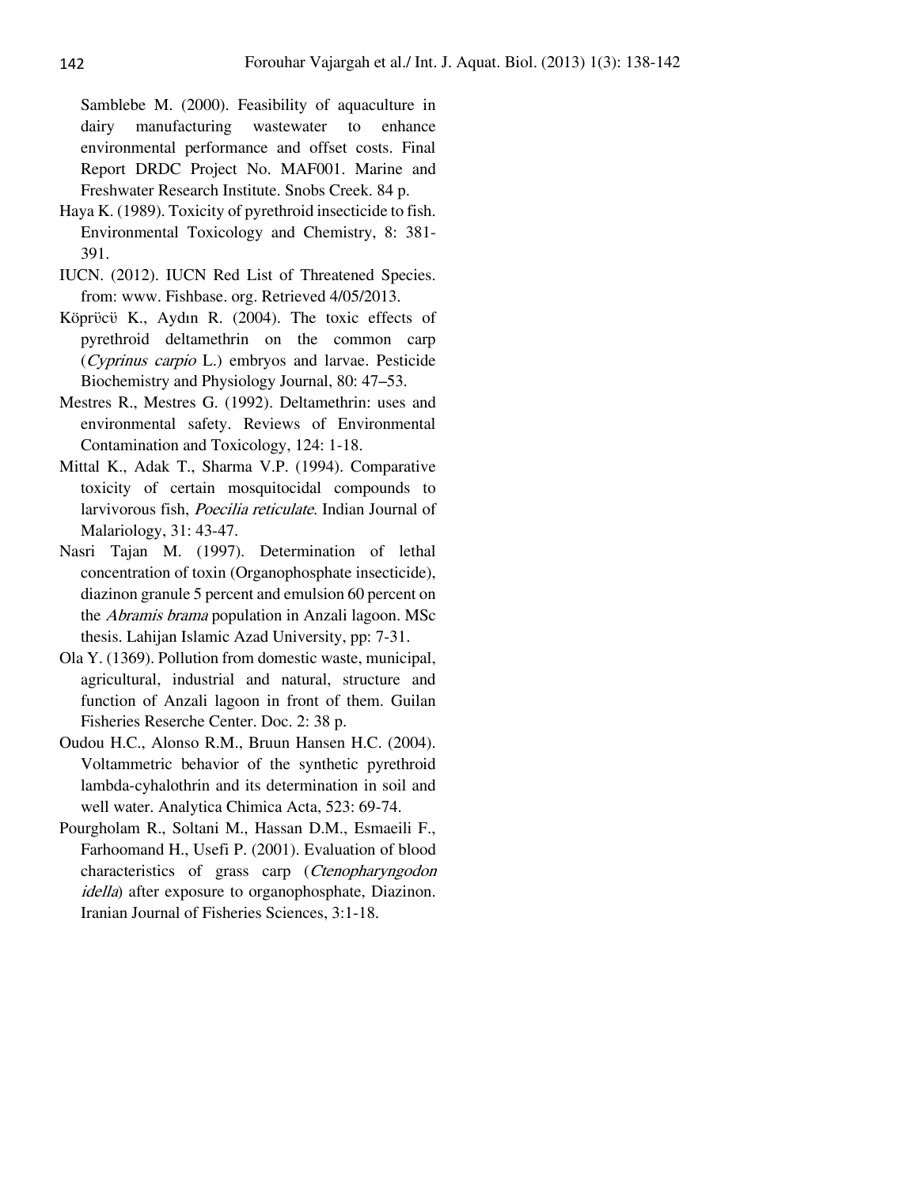Samblebe M. (2000). Feasibility of aquaculture in dairy manufacturing wastewater to enhance environmental performance and offset costs. Final Report DRDC Project No. MAF001. Marine and Freshwater Research Institute. Snobs Creek. 84 p.

Haya K. (1989). Toxicity of pyrethroid insecticide to fish. Environmental Toxicology and Chemistry, 8: 381-391.

IUCN. (2012). IUCN Red List of Threatened Species. from: www. Fishbase. org. Retrieved 4/05/2013.

Köprücü K., Aydın R. (2004). The toxic effects of pyrethroid deltamethrin on the common carp (*Cyprinus carpio* L.) embryos and larvae. Pesticide Biochemistry and Physiology Journal, 80: 47–53.

Mestres R., Mestres G. (1992). Deltamethrin: uses and environmental safety. Reviews of Environmental Contamination and Toxicology, 124: 1-18.

Mittal K., Adak T., Sharma V.P. (1994). Comparative toxicity of certain mosquitocidal compounds to larvivorous fish, *Poecilia reticulate*. Indian Journal of Malariology, 31: 43-47.

Nasri Tajan M. (1997). Determination of lethal concentration of toxin (Organophosphate insecticide), diazinon granule 5 percent and emulsion 60 percent on the *Abramis brama* population in Anzali lagoon. MSc thesis. Lahijan Islamic Azad University, pp: 7-31.

Ola Y. (1369). Pollution from domestic waste, municipal, agricultural, industrial and natural, structure and function of Anzali lagoon in front of them. Guilan Fisheries Reserche Center. Doc. 2: 38 p.

Oudou H.C., Alonso R.M., Bruun Hansen H.C. (2004). Voltammetric behavior of the synthetic pyrethroid lambda-cyhalothrin and its determination in soil and well water. Analytica Chimica Acta, 523: 69-74.

Pourgholam R., Soltani M., Hassan D.M., Esmaeili F., Farhoomand H., Usefi P. (2001). Evaluation of blood characteristics of grass carp (*Ctenopharyngodon idella*) after exposure to organophosphate, Diazinon. Iranian Journal of Fisheries Sciences, 3:1-18.